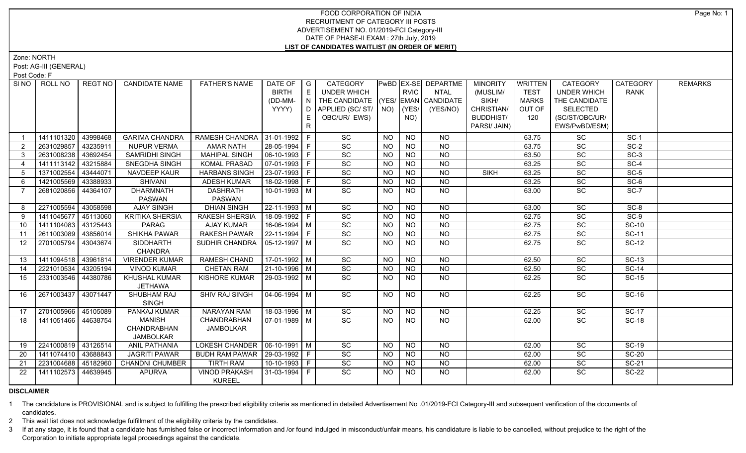# FOOD CORPORATION OF INDIA
## RECRUITMENT OF CATEGORY III POSTS
## ADVERTISEMENT NO. 01/2019-FCI Category-III
## DATE OF PHASE-II EXAM : 27th July, 2019
## LIST OF CANDIDATES WAITLIST (IN ORDER OF MERIT)

Zone: NORTH

Post: AG-III (GENERAL)

Post Code: F

| SI NO | ROLL NO | REGT NO | CANDIDATE NAME | FATHER'S NAME | DATE OF BIRTH (DD-MM-YYYY) | GENDER | CATEGORY UNDER WHICH THE CANDIDATE APPLIED (SC/ ST/ OBC/UR/ EWS) | PwBD (YES/ NO) | EX-SERVICEMAN (YES/ NO) | DEPARTMENTAL CANDIDATE (YES/NO) | MINORITY (MUSLIM/ SIKH/ CHRISTIAN/ BUDDHIST/ PARSI/ JAIN) | WRITTEN TEST MARKS OUT OF 120 | CATEGORY UNDER WHICH THE CANDIDATE SELECTED (SC/ST/OBC/UR/ EWS/PwBD/ESM) | CATEGORY RANK | REMARKS |
|---|---|---|---|---|---|---|---|---|---|---|---|---|---|---|---|
| 1 | 1411101320 | 43998468 | GARIMA CHANDRA | RAMESH CHANDRA | 31-01-1992 | F | SC | NO | NO | NO | | 63.75 | SC | SC-1 | |
| 2 | 2631029857 | 43235911 | NUPUR VERMA | AMAR NATH | 28-05-1994 | F | SC | NO | NO | NO | | 63.75 | SC | SC-2 | |
| 3 | 2631008238 | 43692454 | SAMRIDHI SINGH | MAHIPAL SINGH | 06-10-1993 | F | SC | NO | NO | NO | | 63.50 | SC | SC-3 | |
| 4 | 1411113142 | 43215884 | SNEGDHA SINGH | KOMAL PRASAD | 07-01-1993 | F | SC | NO | NO | NO | | 63.25 | SC | SC-4 | |
| 5 | 1371002554 | 43444071 | NAVDEEP KAUR | HARBANS SINGH | 23-07-1993 | F | SC | NO | NO | NO | SIKH | 63.25 | SC | SC-5 | |
| 6 | 1421005569 | 43388933 | SHIVANI | ADESH KUMAR | 18-02-1998 | F | SC | NO | NO | NO | | 63.25 | SC | SC-6 | |
| 7 | 2681020856 | 44364107 | DHARMNATH PASWAN | DASHRATH PASWAN | 10-01-1993 | M | SC | NO | NO | NO | | 63.00 | SC | SC-7 | |
| 8 | 2271005594 | 43058598 | AJAY SINGH | DHIAN SINGH | 22-11-1993 | M | SC | NO | NO | NO | | 63.00 | SC | SC-8 | |
| 9 | 1411045677 | 45113060 | KRITIKA SHERSIA | RAKESH SHERSIA | 18-09-1992 | F | SC | NO | NO | NO | | 62.75 | SC | SC-9 | |
| 10 | 1411104083 | 43125443 | PARAG | AJAY KUMAR | 16-06-1994 | M | SC | NO | NO | NO | | 62.75 | SC | SC-10 | |
| 11 | 2611003089 | 43856014 | SHIKHA PAWAR | RAKESH PAWAR | 22-11-1994 | F | SC | NO | NO | NO | | 62.75 | SC | SC-11 | |
| 12 | 2701005794 | 43043674 | SIDDHARTH CHANDRA | SUDHIR CHANDRA | 05-12-1997 | M | SC | NO | NO | NO | | 62.75 | SC | SC-12 | |
| 13 | 1411094518 | 43961814 | VIRENDER KUMAR | RAMESH CHAND | 17-01-1992 | M | SC | NO | NO | NO | | 62.50 | SC | SC-13 | |
| 14 | 2221010534 | 43205194 | VINOD KUMAR | CHETAN RAM | 21-10-1996 | M | SC | NO | NO | NO | | 62.50 | SC | SC-14 | |
| 15 | 2331003546 | 44380786 | KHUSHAL KUMAR JETHAWA | KISHORE KUMAR | 29-03-1992 | M | SC | NO | NO | NO | | 62.25 | SC | SC-15 | |
| 16 | 2671003437 | 43071447 | SHUBHAM RAJ SINGH | SHIV RAJ SINGH | 04-06-1994 | M | SC | NO | NO | NO | | 62.25 | SC | SC-16 | |
| 17 | 2701005966 | 45105089 | PANKAJ KUMAR | NARAYAN RAM | 18-03-1996 | M | SC | NO | NO | NO | | 62.25 | SC | SC-17 | |
| 18 | 1411051466 | 44638754 | MANISH CHANDRABHAN JAMBOLKAR | CHANDRABHAN JAMBOLKAR | 07-01-1989 | M | SC | NO | NO | NO | | 62.00 | SC | SC-18 | |
| 19 | 2241000819 | 43126514 | ANIL PATHANIA | LOKESH CHANDER | 06-10-1991 | M | SC | NO | NO | NO | | 62.00 | SC | SC-19 | |
| 20 | 1411074410 | 43688843 | JAGRITI PAWAR | BUDH RAM PAWAR | 29-03-1992 | F | SC | NO | NO | NO | | 62.00 | SC | SC-20 | |
| 21 | 2231004688 | 45182960 | CHANDNI CHUMBER | TIRTH RAM | 10-10-1993 | F | SC | NO | NO | NO | | 62.00 | SC | SC-21 | |
| 22 | 1411102573 | 44639945 | APURVA | VINOD PRAKASH KUREEL | 31-03-1994 | F | SC | NO | NO | NO | | 62.00 | SC | SC-22 | |

**DISCLAIMER**

1. The candidature is PROVISIONAL and is subject to fulfilling the prescribed eligibility criteria as mentioned in detailed Advertisement No .01/2019-FCI Category-III and subsequent verification of the documents of candidates.
2. This wait list does not acknowledge fulfillment of the eligibility criteria by the candidates.
3. If at any stage, it is found that a candidate has furnished false or incorrect information and /or found indulged in misconduct/unfair means, his candidature is liable to be cancelled, without prejudice to the right of the Corporation to initiate appropriate legal proceedings against the candidate.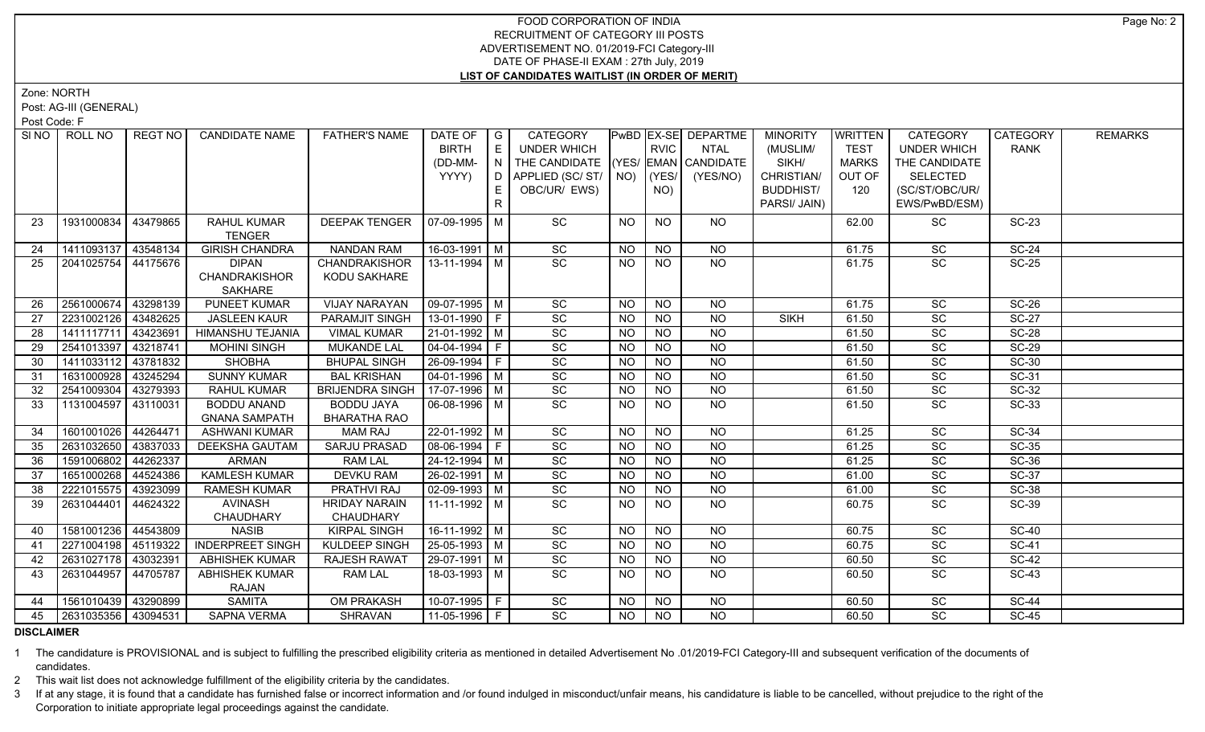FOOD CORPORATION OF INDIA
RECRUITMENT OF CATEGORY III POSTS
ADVERTISEMENT NO. 01/2019-FCI Category-III
DATE OF PHASE-II EXAM : 27th July, 2019
**LIST OF CANDIDATES WAITLIST (IN ORDER OF MERIT)**

Zone: NORTH

Post: AG-III (GENERAL)

Post Code: F

| Sl NO | ROLL NO | REGT NO | CANDIDATE NAME | FATHER'S NAME | DATE OF BIRTH (DD-MM-YYYY) | GENDER | CATEGORY UNDER WHICH THE CANDIDATE APPLIED (SC/ST/ OBC/UR/ EWS) | PwBD (YES/ NO) | EX-SERVICEMAN (YES/ NO) | DEPARTMENTAL CANDIDATE (YES/NO) | MINORITY (MUSLIM/ SIKH/ CHRISTIAN/ BUDDHIST/ PARSI/ JAIN) | WRITTEN TEST MARKS OUT OF 120 | CATEGORY UNDER WHICH THE CANDIDATE SELECTED (SC/ST/OBC/UR/ EWS/PwBD/ESM) | CATEGORY RANK | REMARKS |
|---|---|---|---|---|---|---|---|---|---|---|---|---|---|---|---|
| 23 | 1931000834 | 43479865 | RAHUL KUMAR TENGER | DEEPAK TENGER | 07-09-1995 | M | SC | NO | NO | NO | | 62.00 | SC | SC-23 | |
| 24 | 1411093137 | 43548134 | GIRISH CHANDRA | NANDAN RAM | 16-03-1991 | M | SC | NO | NO | NO | | 61.75 | SC | SC-24 | |
| 25 | 2041025754 | 44175676 | DIPAN CHANDRAKISHOR SAKHARE | CHANDRAKISHOR KODU SAKHARE | 13-11-1994 | M | SC | NO | NO | NO | | 61.75 | SC | SC-25 | |
| 26 | 2561000674 | 43298139 | PUNEET KUMAR | VIJAY NARAYAN | 09-07-1995 | M | SC | NO | NO | NO | | 61.75 | SC | SC-26 | |
| 27 | 2231002126 | 43482625 | JASLEEN KAUR | PARAMJIT SINGH | 13-01-1990 | F | SC | NO | NO | NO | SIKH | 61.50 | SC | SC-27 | |
| 28 | 1411117711 | 43423691 | HIMANSHU TEJANIA | VIMAL KUMAR | 21-01-1992 | M | SC | NO | NO | NO | | 61.50 | SC | SC-28 | |
| 29 | 2541013397 | 43218741 | MOHINI SINGH | MUKANDE LAL | 04-04-1994 | F | SC | NO | NO | NO | | 61.50 | SC | SC-29 | |
| 30 | 1411033112 | 43781832 | SHOBHA | BHUPAL SINGH | 26-09-1994 | F | SC | NO | NO | NO | | 61.50 | SC | SC-30 | |
| 31 | 1631000928 | 43245294 | SUNNY KUMAR | BAL KRISHAN | 04-01-1996 | M | SC | NO | NO | NO | | 61.50 | SC | SC-31 | |
| 32 | 2541009304 | 43279393 | RAHUL KUMAR | BRIJENDRA SINGH | 17-07-1996 | M | SC | NO | NO | NO | | 61.50 | SC | SC-32 | |
| 33 | 1131004597 | 43110031 | BODDU ANAND GNANA SAMPATH | BODDU JAYA BHARATHA RAO | 06-08-1996 | M | SC | NO | NO | NO | | 61.50 | SC | SC-33 | |
| 34 | 1601001026 | 44264471 | ASHWANI KUMAR | MAM RAJ | 22-01-1992 | M | SC | NO | NO | NO | | 61.25 | SC | SC-34 | |
| 35 | 2631032650 | 43837033 | DEEKSHA GAUTAM | SARJU PRASAD | 08-06-1994 | F | SC | NO | NO | NO | | 61.25 | SC | SC-35 | |
| 36 | 1591006802 | 44262337 | ARMAN | RAM LAL | 24-12-1994 | M | SC | NO | NO | NO | | 61.25 | SC | SC-36 | |
| 37 | 1651000268 | 44524386 | KAMLESH KUMAR | DEVKU RAM | 26-02-1991 | M | SC | NO | NO | NO | | 61.00 | SC | SC-37 | |
| 38 | 2221015575 | 43923099 | RAMESH KUMAR | PRATHVI RAJ | 02-09-1993 | M | SC | NO | NO | NO | | 61.00 | SC | SC-38 | |
| 39 | 2631044401 | 44624322 | AVINASH CHAUDHARY | HRIDAY NARAIN CHAUDHARY | 11-11-1992 | M | SC | NO | NO | NO | | 60.75 | SC | SC-39 | |
| 40 | 1581001236 | 44543809 | NASIB | KIRPAL SINGH | 16-11-1992 | M | SC | NO | NO | NO | | 60.75 | SC | SC-40 | |
| 41 | 2271004198 | 45119322 | INDERPREET SINGH | KULDEEP SINGH | 25-05-1993 | M | SC | NO | NO | NO | | 60.75 | SC | SC-41 | |
| 42 | 2631027178 | 43032391 | ABHISHEK KUMAR | RAJESH RAWAT | 29-07-1991 | M | SC | NO | NO | NO | | 60.50 | SC | SC-42 | |
| 43 | 2631044957 | 44705787 | ABHISHEK KUMAR RAJAN | RAM LAL | 18-03-1993 | M | SC | NO | NO | NO | | 60.50 | SC | SC-43 | |
| 44 | 1561010439 | 43290899 | SAMITA | OM PRAKASH | 10-07-1995 | F | SC | NO | NO | NO | | 60.50 | SC | SC-44 | |
| 45 | 2631035356 | 43094531 | SAPNA VERMA | SHRAVAN | 11-05-1996 | F | SC | NO | NO | NO | | 60.50 | SC | SC-45 | |

**DISCLAIMER**

1 The candidature is PROVISIONAL and is subject to fulfilling the prescribed eligibility criteria as mentioned in detailed Advertisement No .01/2019-FCI Category-III and subsequent verification of the documents of candidates.

2 This wait list does not acknowledge fulfillment of the eligibility criteria by the candidates.

3 If at any stage, it is found that a candidate has furnished false or incorrect information and /or found indulged in misconduct/unfair means, his candidature is liable to be cancelled, without prejudice to the right of the Corporation to initiate appropriate legal proceedings against the candidate.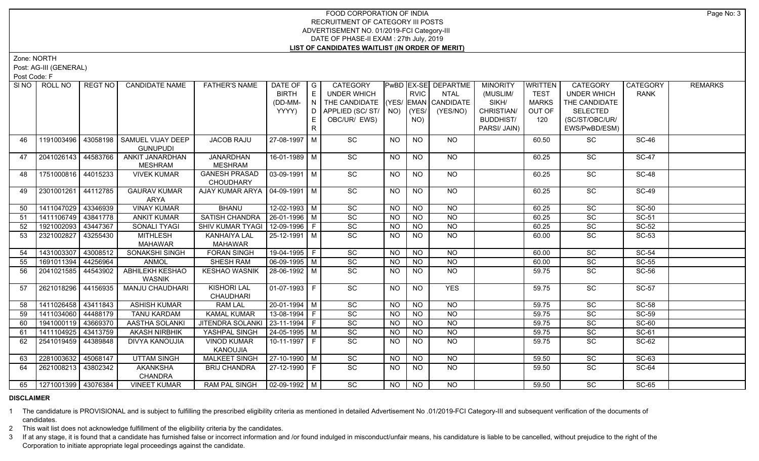# FOOD CORPORATION OF INDIA
## RECRUITMENT OF CATEGORY III POSTS
## ADVERTISEMENT NO. 01/2019-FCI Category-III
## DATE OF PHASE-II EXAM : 27th July, 2019
## LIST OF CANDIDATES WAITLIST (IN ORDER OF MERIT)

Zone: NORTH

Post: AG-III (GENERAL)

Post Code: F

| SI NO | ROLL NO | REGT NO | CANDIDATE NAME | FATHER'S NAME | DATE OF BIRTH (DD-MM-YYYY) | GENDER | CATEGORY UNDER WHICH THE CANDIDATE APPLIED (SC/ ST/ OBC/UR/ EWS) | PwBD (YES/ NO) | EX-SERVICEMAN (YES/ NO) | DEPARTMENTAL CANDIDATE (YES/NO) | MINORITY (MUSLIM/ SIKH/ CHRISTIAN/ BUDDHIST/ PARSI/ JAIN) | WRITTEN TEST MARKS OUT OF 120 | CATEGORY UNDER WHICH THE CANDIDATE SELECTED (SC/ST/OBC/UR/ EWS/PwBD/ESM) | CATEGORY RANK | REMARKS |
|---|---|---|---|---|---|---|---|---|---|---|---|---|---|---|---|
| 46 | 1191003496 | 43058198 | SAMUEL VIJAY DEEP GUNUPUDI | JACOB RAJU | 27-08-1997 | M | SC | NO | NO | NO | | 60.50 | SC | SC-46 | |
| 47 | 2041026143 | 44583766 | ANKIT JANARDHAN MESHRAM | JANARDHAN MESHRAM | 16-01-1989 | M | SC | NO | NO | NO | | 60.25 | SC | SC-47 | |
| 48 | 1751000816 | 44015233 | VIVEK KUMAR | GANESH PRASAD CHOUDHARY | 03-09-1991 | M | SC | NO | NO | NO | | 60.25 | SC | SC-48 | |
| 49 | 2301001261 | 44112785 | GAURAV KUMAR ARYA | AJAY KUMAR ARYA | 04-09-1991 | M | SC | NO | NO | NO | | 60.25 | SC | SC-49 | |
| 50 | 1411047029 | 43346939 | VINAY KUMAR | BHANU | 12-02-1993 | M | SC | NO | NO | NO | | 60.25 | SC | SC-50 | |
| 51 | 1411106749 | 43841778 | ANKIT KUMAR | SATISH CHANDRA | 26-01-1996 | M | SC | NO | NO | NO | | 60.25 | SC | SC-51 | |
| 52 | 1921002093 | 43447367 | SONALI TYAGI | SHIV KUMAR TYAGI | 12-09-1996 | F | SC | NO | NO | NO | | 60.25 | SC | SC-52 | |
| 53 | 2321002827 | 43255430 | MITHLESH MAHAWAR | KANHAIYA LAL MAHAWAR | 25-12-1991 | M | SC | NO | NO | NO | | 60.00 | SC | SC-53 | |
| 54 | 1431003307 | 43008512 | SONAKSHI SINGH | FORAN SINGH | 19-04-1995 | F | SC | NO | NO | NO | | 60.00 | SC | SC-54 | |
| 55 | 1691011394 | 44256964 | ANMOL | SHESH RAM | 06-09-1995 | M | SC | NO | NO | NO | | 60.00 | SC | SC-55 | |
| 56 | 2041021585 | 44543902 | ABHILEKH KESHAO WASNIK | KESHAO WASNIK | 28-06-1992 | M | SC | NO | NO | NO | | 59.75 | SC | SC-56 | |
| 57 | 2621018296 | 44156935 | MANJU CHAUDHARI | KISHORI LAL CHAUDHARI | 01-07-1993 | F | SC | NO | NO | YES | | 59.75 | SC | SC-57 | |
| 58 | 1411026458 | 43411843 | ASHISH KUMAR | RAM LAL | 20-01-1994 | M | SC | NO | NO | NO | | 59.75 | SC | SC-58 | |
| 59 | 1411034060 | 44488179 | TANU KARDAM | KAMAL KUMAR | 13-08-1994 | F | SC | NO | NO | NO | | 59.75 | SC | SC-59 | |
| 60 | 1941000119 | 43669370 | AASTHA SOLANKI | JITENDRA SOLANKI | 23-11-1994 | F | SC | NO | NO | NO | | 59.75 | SC | SC-60 | |
| 61 | 1411104925 | 43413759 | AKASH NIRBHIK | YASHPAL SINGH | 24-05-1995 | M | SC | NO | NO | NO | | 59.75 | SC | SC-61 | |
| 62 | 2541019459 | 44389848 | DIVYA KANOUJIA | VINOD KUMAR KANOUJIA | 10-11-1997 | F | SC | NO | NO | NO | | 59.75 | SC | SC-62 | |
| 63 | 2281003632 | 45068147 | UTTAM SINGH | MALKEET SINGH | 27-10-1990 | M | SC | NO | NO | NO | | 59.50 | SC | SC-63 | |
| 64 | 2621008213 | 43802342 | AKANKSHA CHANDRA | BRIJ CHANDRA | 27-12-1990 | F | SC | NO | NO | NO | | 59.50 | SC | SC-64 | |
| 65 | 1271001399 | 43076384 | VINEET KUMAR | RAM PAL SINGH | 02-09-1992 | M | SC | NO | NO | NO | | 59.50 | SC | SC-65 | |

**DISCLAIMER**

1 The candidature is PROVISIONAL and is subject to fulfilling the prescribed eligibility criteria as mentioned in detailed Advertisement No .01/2019-FCI Category-III and subsequent verification of the documents of candidates.

2 This wait list does not acknowledge fulfillment of the eligibility criteria by the candidates.

3 If at any stage, it is found that a candidate has furnished false or incorrect information and /or found indulged in misconduct/unfair means, his candidature is liable to be cancelled, without prejudice to the right of the Corporation to initiate appropriate legal proceedings against the candidate.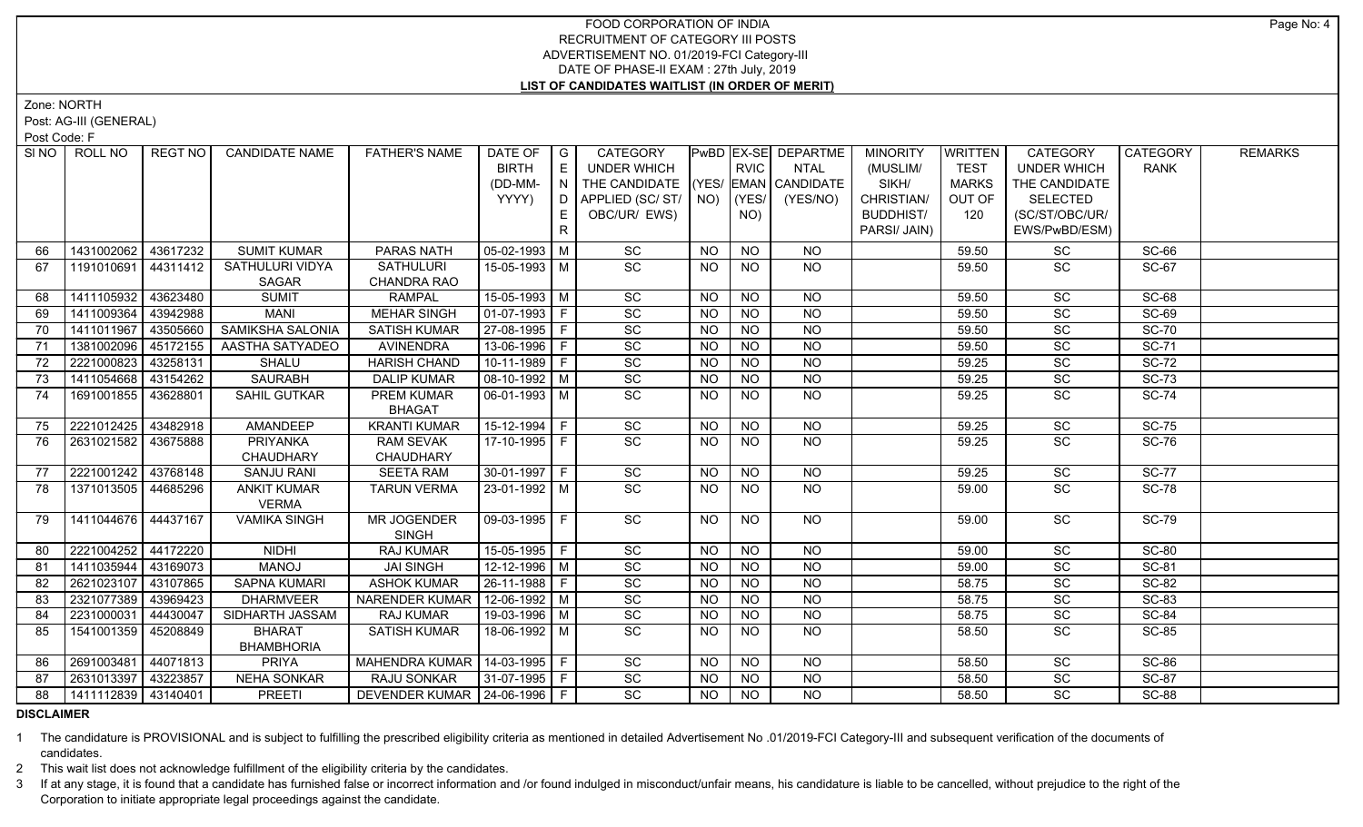# FOOD CORPORATION OF INDIA
## RECRUITMENT OF CATEGORY III POSTS
### ADVERTISEMENT NO. 01/2019-FCI Category-III
### DATE OF PHASE-II EXAM : 27th July, 2019
### LIST OF CANDIDATES WAITLIST (IN ORDER OF MERIT)

Zone: NORTH

Post: AG-III (GENERAL)

Post Code: F

| Sl NO | ROLL NO | REGT NO | CANDIDATE NAME | FATHER'S NAME | DATE OF BIRTH (DD-MM-YYYY) | GENDER | CATEGORY UNDER WHICH THE CANDIDATE APPLIED (SC/ ST/ OBC/UR/ EWS) | PwBD (YES/ NO) | EX-SERVICEMAN (YES/ NO) | DEPARTMENTAL CANDIDATE (YES/NO) | MINORITY (MUSLIM/ SIKH/ CHRISTIAN/ BUDDHIST/ PARSI/ JAIN) | WRITTEN TEST MARKS OUT OF 120 | CATEGORY UNDER WHICH THE CANDIDATE SELECTED (SC/ST/OBC/UR/ EWS/PwBD/ESM) | CATEGORY RANK | REMARKS |
|---|---|---|---|---|---|---|---|---|---|---|---|---|---|---|---|
| 66 | 1431002062 | 43617232 | SUMIT KUMAR | PARAS NATH | 05-02-1993 | M | SC | NO | NO | NO | | 59.50 | SC | SC-66 | |
| 67 | 1191010691 | 44311412 | SATHULURI VIDYA SAGAR | SATHULURI CHANDRA RAO | 15-05-1993 | M | SC | NO | NO | NO | | 59.50 | SC | SC-67 | |
| 68 | 1411105932 | 43623480 | SUMIT | RAMPAL | 15-05-1993 | M | SC | NO | NO | NO | | 59.50 | SC | SC-68 | |
| 69 | 1411009364 | 43942988 | MANI | MEHAR SINGH | 01-07-1993 | F | SC | NO | NO | NO | | 59.50 | SC | SC-69 | |
| 70 | 1411011967 | 43505660 | SAMIKSHA SALONIA | SATISH KUMAR | 27-08-1995 | F | SC | NO | NO | NO | | 59.50 | SC | SC-70 | |
| 71 | 1381002096 | 45172155 | AASTHA SATYADEO | AVINENDRA | 13-06-1996 | F | SC | NO | NO | NO | | 59.50 | SC | SC-71 | |
| 72 | 2221000823 | 43258131 | SHALU | HARISH CHAND | 10-11-1989 | F | SC | NO | NO | NO | | 59.25 | SC | SC-72 | |
| 73 | 1411054668 | 43154262 | SAURABH | DALIP KUMAR | 08-10-1992 | M | SC | NO | NO | NO | | 59.25 | SC | SC-73 | |
| 74 | 1691001855 | 43628801 | SAHIL GUTKAR | PREM KUMAR BHAGAT | 06-01-1993 | M | SC | NO | NO | NO | | 59.25 | SC | SC-74 | |
| 75 | 2221012425 | 43482918 | AMANDEEP | KRANTI KUMAR | 15-12-1994 | F | SC | NO | NO | NO | | 59.25 | SC | SC-75 | |
| 76 | 2631021582 | 43675888 | PRIYANKA CHAUDHARY | RAM SEVAK CHAUDHARY | 17-10-1995 | F | SC | NO | NO | NO | | 59.25 | SC | SC-76 | |
| 77 | 2221001242 | 43768148 | SANJU RANI | SEETA RAM | 30-01-1997 | F | SC | NO | NO | NO | | 59.25 | SC | SC-77 | |
| 78 | 1371013505 | 44685296 | ANKIT KUMAR VERMA | TARUN VERMA | 23-01-1992 | M | SC | NO | NO | NO | | 59.00 | SC | SC-78 | |
| 79 | 1411044676 | 44437167 | VAMIKA SINGH | MR JOGENDER SINGH | 09-03-1995 | F | SC | NO | NO | NO | | 59.00 | SC | SC-79 | |
| 80 | 2221004252 | 44172220 | NIDHI | RAJ KUMAR | 15-05-1995 | F | SC | NO | NO | NO | | 59.00 | SC | SC-80 | |
| 81 | 1411035944 | 43169073 | MANOJ | JAI SINGH | 12-12-1996 | M | SC | NO | NO | NO | | 59.00 | SC | SC-81 | |
| 82 | 2621023107 | 43107865 | SAPNA KUMARI | ASHOK KUMAR | 26-11-1988 | F | SC | NO | NO | NO | | 58.75 | SC | SC-82 | |
| 83 | 2321077389 | 43969423 | DHARMVEER | NARENDER KUMAR | 12-06-1992 | M | SC | NO | NO | NO | | 58.75 | SC | SC-83 | |
| 84 | 2231000031 | 44430047 | SIDHARTH JASSAM | RAJ KUMAR | 19-03-1996 | M | SC | NO | NO | NO | | 58.75 | SC | SC-84 | |
| 85 | 1541001359 | 45208849 | BHARAT BHAMBHORIA | SATISH KUMAR | 18-06-1992 | M | SC | NO | NO | NO | | 58.50 | SC | SC-85 | |
| 86 | 2691003481 | 44071813 | PRIYA | MAHENDRA KUMAR | 14-03-1995 | F | SC | NO | NO | NO | | 58.50 | SC | SC-86 | |
| 87 | 2631013397 | 43223857 | NEHA SONKAR | RAJU SONKAR | 31-07-1995 | F | SC | NO | NO | NO | | 58.50 | SC | SC-87 | |
| 88 | 1411112839 | 43140401 | PREETI | DEVENDER KUMAR | 24-06-1996 | F | SC | NO | NO | NO | | 58.50 | SC | SC-88 | |

**DISCLAIMER**

1 The candidature is PROVISIONAL and is subject to fulfilling the prescribed eligibility criteria as mentioned in detailed Advertisement No .01/2019-FCI Category-III and subsequent verification of the documents of candidates.

2 This wait list does not acknowledge fulfillment of the eligibility criteria by the candidates.

3 If at any stage, it is found that a candidate has furnished false or incorrect information and /or found indulged in misconduct/unfair means, his candidature is liable to be cancelled, without prejudice to the right of the Corporation to initiate appropriate legal proceedings against the candidate.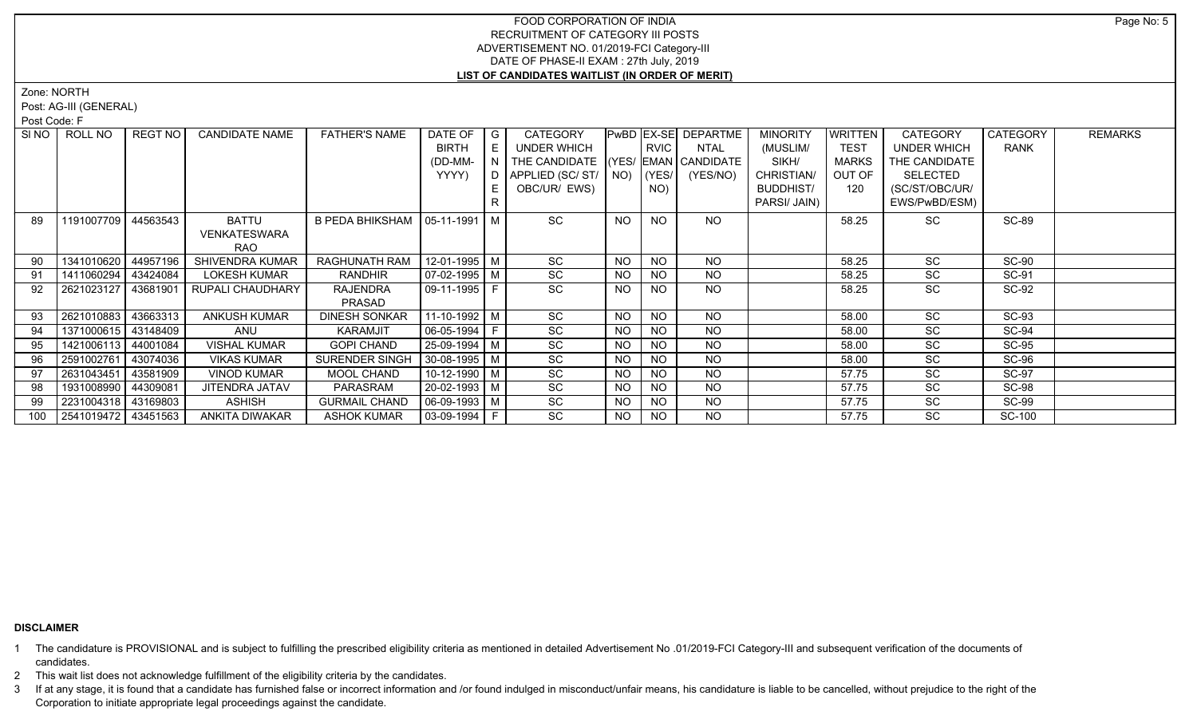# FOOD CORPORATION OF INDIA
## RECRUITMENT OF CATEGORY III POSTS
## ADVERTISEMENT NO. 01/2019-FCI Category-III
## DATE OF PHASE-II EXAM : 27th July, 2019
## LIST OF CANDIDATES WAITLIST (IN ORDER OF MERIT)

Zone: NORTH

Post: AG-III (GENERAL)

Post Code: F

| SI NO | ROLL NO | REGT NO | CANDIDATE NAME | FATHER'S NAME | DATE OF BIRTH (DD-MM-YYYY) | GENDER | CATEGORY UNDER WHICH THE CANDIDATE APPLIED (SC/ ST/ OBC/UR/ EWS) | PwBD (YES/ NO) | EX-SERVICEMAN (YES/ NO) | DEPARTMENTAL CANDIDATE (YES/NO) | MINORITY (MUSLIM/ SIKH/ CHRISTIAN/ BUDDHIST/ PARSI/ JAIN) | WRITTEN TEST MARKS OUT OF 120 | CATEGORY UNDER WHICH THE CANDIDATE SELECTED (SC/ST/OBC/UR/ EWS/PwBD/ESM) | CATEGORY RANK | REMARKS |
|---|---|---|---|---|---|---|---|---|---|---|---|---|---|---|---|
| 89 | 1191007709 | 44563543 | BATTU VENKATESWARA RAO | B PEDA BHIKSHAM | 05-11-1991 | M | SC | NO | NO | NO | | 58.25 | SC | SC-89 | |
| 90 | 1341010620 | 44957196 | SHIVENDRA KUMAR | RAGHUNATH RAM | 12-01-1995 | M | SC | NO | NO | NO | | 58.25 | SC | SC-90 | |
| 91 | 1411060294 | 43424084 | LOKESH KUMAR | RANDHIR | 07-02-1995 | M | SC | NO | NO | NO | | 58.25 | SC | SC-91 | |
| 92 | 2621023127 | 43681901 | RUPALI CHAUDHARY | RAJENDRA PRASAD | 09-11-1995 | F | SC | NO | NO | NO | | 58.25 | SC | SC-92 | |
| 93 | 2621010883 | 43663313 | ANKUSH KUMAR | DINESH SONKAR | 11-10-1992 | M | SC | NO | NO | NO | | 58.00 | SC | SC-93 | |
| 94 | 1371000615 | 43148409 | ANU | KARAMJIT | 06-05-1994 | F | SC | NO | NO | NO | | 58.00 | SC | SC-94 | |
| 95 | 1421006113 | 44001084 | VISHAL KUMAR | GOPI CHAND | 25-09-1994 | M | SC | NO | NO | NO | | 58.00 | SC | SC-95 | |
| 96 | 2591002761 | 43074036 | VIKAS KUMAR | SURENDER SINGH | 30-08-1995 | M | SC | NO | NO | NO | | 58.00 | SC | SC-96 | |
| 97 | 2631043451 | 43581909 | VINOD KUMAR | MOOL CHAND | 10-12-1990 | M | SC | NO | NO | NO | | 57.75 | SC | SC-97 | |
| 98 | 1931008990 | 44309081 | JITENDRA JATAV | PARASRAM | 20-02-1993 | M | SC | NO | NO | NO | | 57.75 | SC | SC-98 | |
| 99 | 2231004318 | 43169803 | ASHISH | GURMAIL CHAND | 06-09-1993 | M | SC | NO | NO | NO | | 57.75 | SC | SC-99 | |
| 100 | 2541019472 | 43451563 | ANKITA DIWAKAR | ASHOK KUMAR | 03-09-1994 | F | SC | NO | NO | NO | | 57.75 | SC | SC-100 | |

**DISCLAIMER**

1. The candidature is PROVISIONAL and is subject to fulfilling the prescribed eligibility criteria as mentioned in detailed Advertisement No .01/2019-FCI Category-III and subsequent verification of the documents of candidates.
2. This wait list does not acknowledge fulfillment of the eligibility criteria by the candidates.
3. If at any stage, it is found that a candidate has furnished false or incorrect information and /or found indulged in misconduct/unfair means, his candidature is liable to be cancelled, without prejudice to the right of the Corporation to initiate appropriate legal proceedings against the candidate.